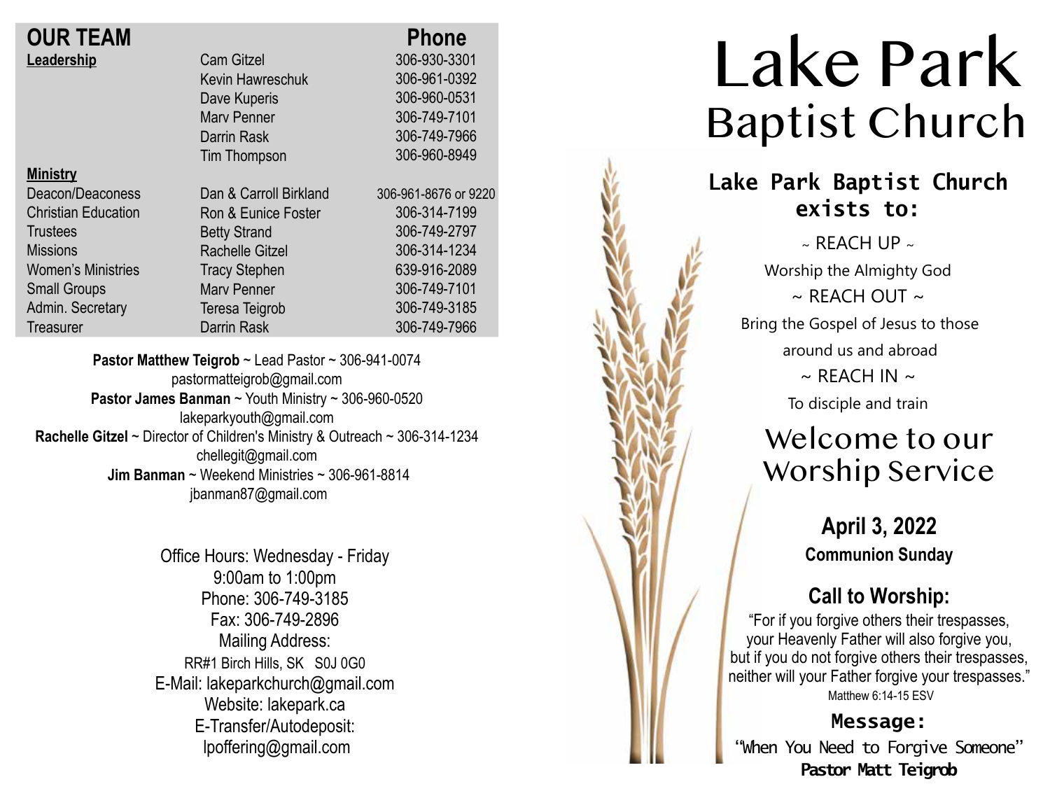## OUR TEAM

| | | Phone |
|---|---|---|
| **Leadership** | Cam Gitzel | 306-930-3301 |
| | Kevin Hawreschuk | 306-961-0392 |
| | Dave Kuperis | 306-960-0531 |
| | Marv Penner | 306-749-7101 |
| | Darrin Rask | 306-749-7966 |
| | Tim Thompson | 306-960-8949 |
| **Ministry** | | |
| Deacon/Deaconess | Dan & Carroll Birkland | 306-961-8676 or 9220 |
| Christian Education | Ron & Eunice Foster | 306-314-7199 |
| Trustees | Betty Strand | 306-749-2797 |
| Missions | Rachelle Gitzel | 306-314-1234 |
| Women's Ministries | Tracy Stephen | 639-916-2089 |
| Small Groups | Marv Penner | 306-749-7101 |
| Admin. Secretary | Teresa Teigrob | 306-749-3185 |
| Treasurer | Darrin Rask | 306-749-7966 |

**Pastor Matthew Teigrob** ~ Lead Pastor ~ 306-941-0074
pastormatteigrob@gmail.com
**Pastor James Banman** ~ Youth Ministry ~ 306-960-0520
lakeparkyouth@gmail.com
**Rachelle Gitzel** ~ Director of Children's Ministry & Outreach ~ 306-314-1234
chellegit@gmail.com
**Jim Banman** ~ Weekend Ministries ~ 306-961-8814
jbanman87@gmail.com

Office Hours: Wednesday - Friday
9:00am to 1:00pm
Phone: 306-749-3185
Fax: 306-749-2896
Mailing Address:
RR#1 Birch Hills, SK S0J 0G0
E-Mail: lakeparkchurch@gmail.com
Website: lakepark.ca
E-Transfer/Autodeposit:
lpoffering@gmail.com

# Lake Park Baptist Church

**Lake Park Baptist Church exists to:**

~ REACH UP ~
Worship the Almighty God
~ REACH OUT ~
Bring the Gospel of Jesus to those around us and abroad
~ REACH IN ~
To disciple and train

## Welcome to our Worship Service

**April 3, 2022**
**Communion Sunday**

### Call to Worship:

"For if you forgive others their trespasses,
your Heavenly Father will also forgive you,
but if you do not forgive others their trespasses,
neither will your Father forgive your trespasses."
Matthew 6:14-15 ESV

### Message:

"When You Need to Forgive Someone"
**Pastor Matt Teigrob**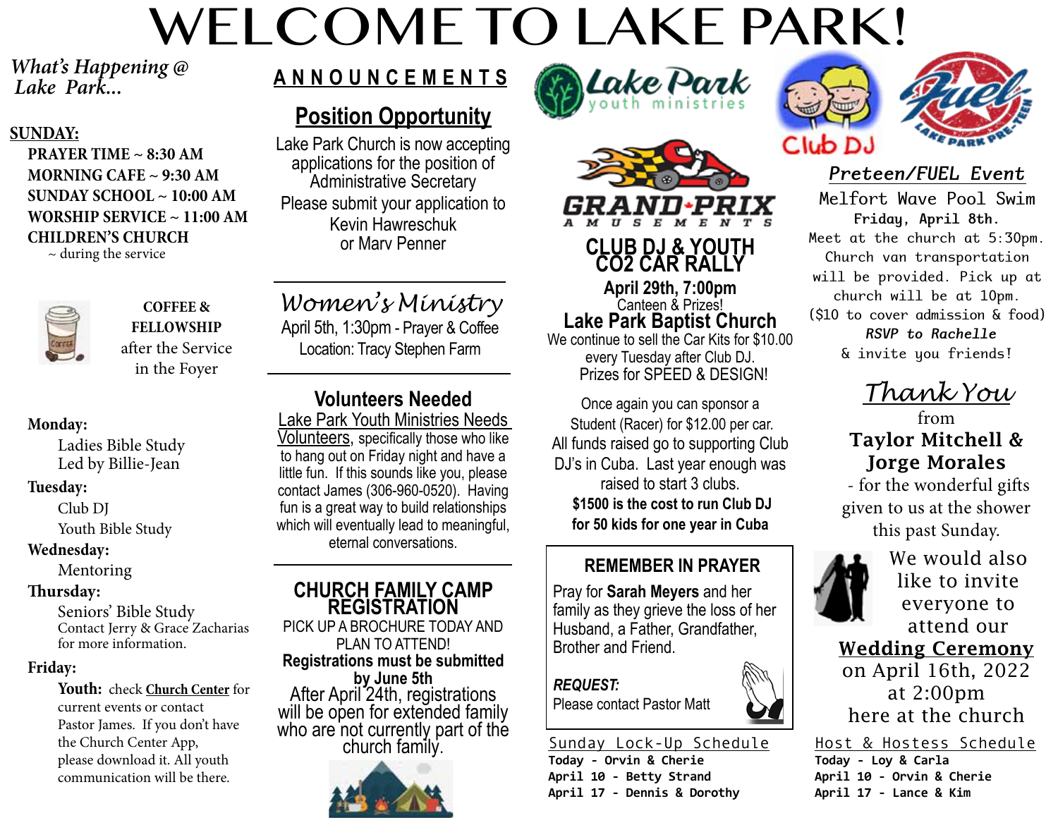# WELCOME TO LAKE PARK!

*What's Happening @ Lake Park...*

**SUNDAY:**

PRAYER TIME ~ 8:30 AM
MORNING CAFE ~ 9:30 AM
SUNDAY SCHOOL ~ 10:00 AM
WORSHIP SERVICE ~ 11:00 AM
CHILDREN'S CHURCH
~ during the service

COFFEE & FELLOWSHIP
after the Service
in the Foyer

**Monday:**
Ladies Bible Study
Led by Billie-Jean

**Tuesday:**
Club DJ
Youth Bible Study

**Wednesday:**
Mentoring

**Thursday:**
Seniors' Bible Study
Contact Jerry & Grace Zacharias for more information.

**Friday:**
**Youth:** check **Church Center** for current events or contact Pastor James. If you don't have the Church Center App, please download it. All youth communication will be there.

## ANNOUNCEMENTS

### Position Opportunity

Lake Park Church is now accepting applications for the position of Administrative Secretary
Please submit your application to Kevin Hawreschuk or Marv Penner

### *Women's Ministry*

April 5th, 1:30pm - Prayer & Coffee
Location: Tracy Stephen Farm

### Volunteers Needed

Lake Park Youth Ministries Needs Volunteers, specifically those who like to hang out on Friday night and have a little fun. If this sounds like you, please contact James (306-960-0520). Having fun is a great way to build relationships which will eventually lead to meaningful, eternal conversations.

### CHURCH FAMILY CAMP REGISTRATION

PICK UP A BROCHURE TODAY AND PLAN TO ATTEND!
**Registrations must be submitted by June 5th**
After April 24th, registrations will be open for extended family who are not currently part of the church family.

Lake Park youth ministries

GRAND PRIX AMUSEMENTS

### CLUB DJ & YOUTH CO2 CAR RALLY

**April 29th, 7:00pm**
Canteen & Prizes!
**Lake Park Baptist Church**
We continue to sell the Car Kits for $10.00 every Tuesday after Club DJ.
Prizes for SPEED & DESIGN!

Once again you can sponsor a Student (Racer) for $12.00 per car.
All funds raised go to supporting Club DJ's in Cuba. Last year enough was raised to start 3 clubs.
**$1500 is the cost to run Club DJ for 50 kids for one year in Cuba**

### REMEMBER IN PRAYER

Pray for **Sarah Meyers** and her family as they grieve the loss of her Husband, a Father, Grandfather, Brother and Friend.

***REQUEST:***
Please contact Pastor Matt

### Sunday Lock-Up Schedule

**Today - Orvin & Cherie**
**April 10 - Betty Strand**
**April 17 - Dennis & Dorothy**

Club DJ

Fuel Lake Park Pre-Teen

### *Preteen/FUEL Event*

Melfort Wave Pool Swim
**Friday, April 8th.**
Meet at the church at 5:30pm. Church van transportation will be provided. Pick up at church will be at 10pm.
($10 to cover admission & food)
***RSVP to Rachelle***
& invite you friends!

### *Thank You*

from
**Taylor Mitchell & Jorge Morales**
- for the wonderful gifts given to us at the shower this past Sunday.

We would also like to invite everyone to attend our **Wedding Ceremony** on April 16th, 2022 at 2:00pm here at the church

### Host & Hostess Schedule

**Today - Loy & Carla**
**April 10 - Orvin & Cherie**
**April 17 - Lance & Kim**